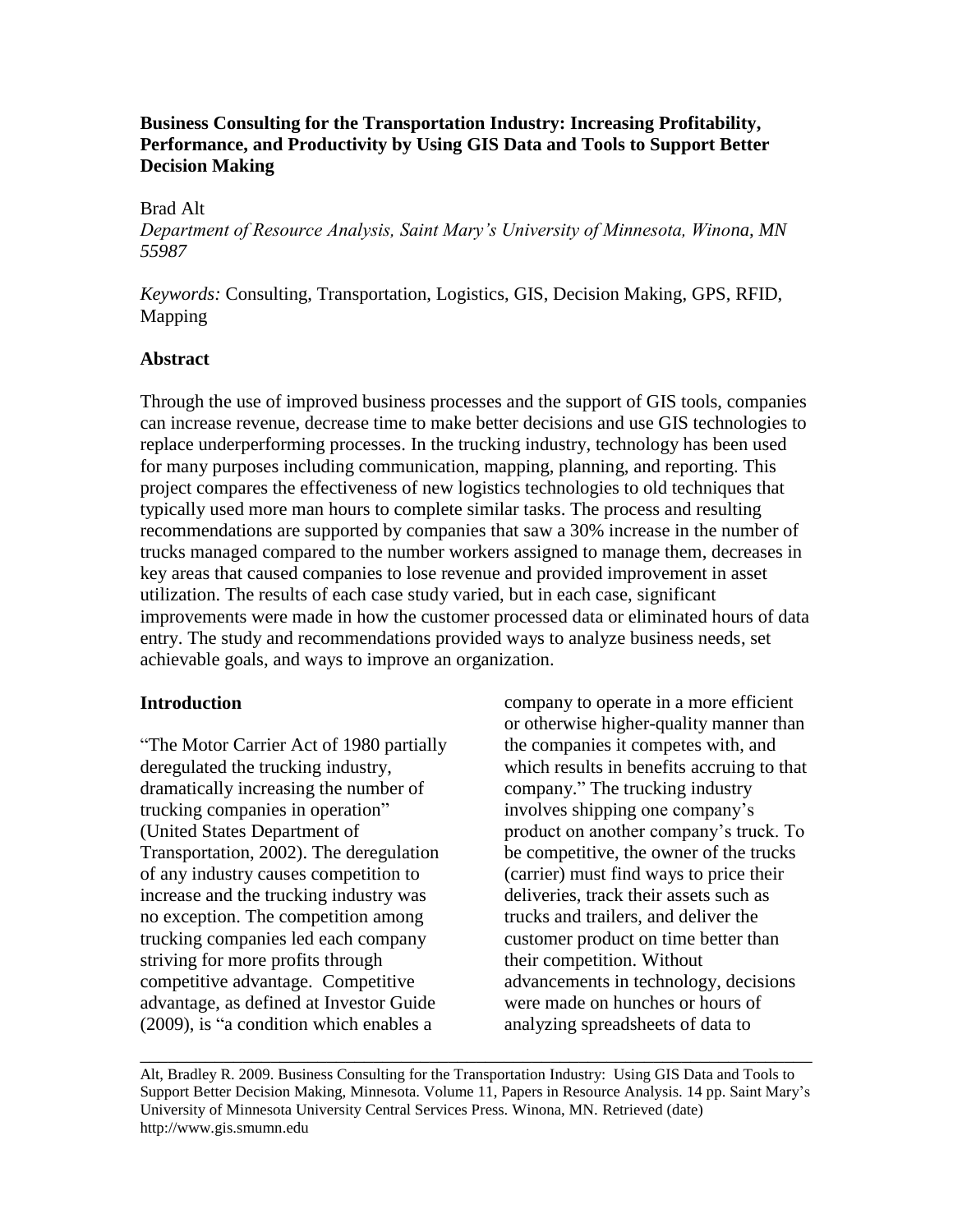**Business Consulting for the Transportation Industry: Increasing Profitability, Performance, and Productivity by Using GIS Data and Tools to Support Better Decision Making**

Brad Alt

*Department of Resource Analysis, Saint Mary's University of Minnesota, Winona, MN 55987*

*Keywords:* Consulting, Transportation, Logistics, GIS, Decision Making, GPS, RFID, Mapping

## Abstract

Through the use of improved business processes and the support of GIS tools, companies can increase revenue, decrease time to make better decisions and use GIS technologies to replace underperforming processes. In the trucking industry, technology has been used for many purposes including communication, mapping, planning, and reporting. This project compares the effectiveness of new logistics technologies to old techniques that typically used more man hours to complete similar tasks. The process and resulting recommendations are supported by companies that saw a 30% increase in the number of trucks managed compared to the number workers assigned to manage them, decreases in key areas that caused companies to lose revenue and provided improvement in asset utilization. The results of each case study varied, but in each case, significant improvements were made in how the customer processed data or eliminated hours of data entry. The study and recommendations provided ways to analyze business needs, set achievable goals, and ways to improve an organization.

## Introduction

"The Motor Carrier Act of 1980 partially deregulated the trucking industry, dramatically increasing the number of trucking companies in operation" (United States Department of Transportation, 2002). The deregulation of any industry causes competition to increase and the trucking industry was no exception. The competition among trucking companies led each company striving for more profits through competitive advantage. Competitive advantage, as defined at Investor Guide (2009), is "a condition which enables a company to operate in a more efficient or otherwise higher-quality manner than the companies it competes with, and which results in benefits accruing to that company." The trucking industry involves shipping one company's product on another company's truck. To be competitive, the owner of the trucks (carrier) must find ways to price their deliveries, track their assets such as trucks and trailers, and deliver the customer product on time better than their competition. Without advancements in technology, decisions were made on hunches or hours of analyzing spreadsheets of data to

---

Alt, Bradley R. 2009. Business Consulting for the Transportation Industry: Using GIS Data and Tools to Support Better Decision Making, Minnesota. Volume 11, Papers in Resource Analysis. 14 pp. Saint Mary's University of Minnesota University Central Services Press. Winona, MN. Retrieved (date) http://www.gis.smumn.edu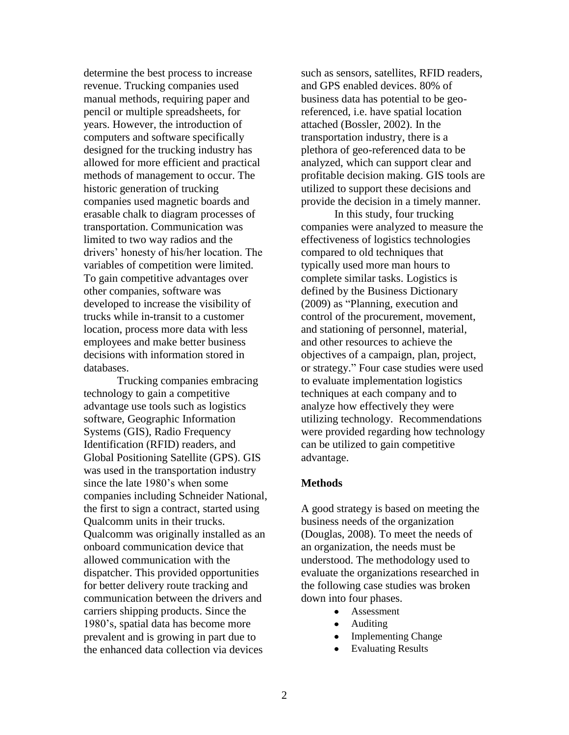determine the best process to increase revenue. Trucking companies used manual methods, requiring paper and pencil or multiple spreadsheets, for years. However, the introduction of computers and software specifically designed for the trucking industry has allowed for more efficient and practical methods of management to occur. The historic generation of trucking companies used magnetic boards and erasable chalk to diagram processes of transportation. Communication was limited to two way radios and the drivers' honesty of his/her location. The variables of competition were limited. To gain competitive advantages over other companies, software was developed to increase the visibility of trucks while in-transit to a customer location, process more data with less employees and make better business decisions with information stored in databases.

Trucking companies embracing technology to gain a competitive advantage use tools such as logistics software, Geographic Information Systems (GIS), Radio Frequency Identification (RFID) readers, and Global Positioning Satellite (GPS). GIS was used in the transportation industry since the late 1980's when some companies including Schneider National, the first to sign a contract, started using Qualcomm units in their trucks. Qualcomm was originally installed as an onboard communication device that allowed communication with the dispatcher. This provided opportunities for better delivery route tracking and communication between the drivers and carriers shipping products. Since the 1980's, spatial data has become more prevalent and is growing in part due to the enhanced data collection via devices such as sensors, satellites, RFID readers, and GPS enabled devices. 80% of business data has potential to be geo-referenced, i.e. have spatial location attached (Bossler, 2002). In the transportation industry, there is a plethora of geo-referenced data to be analyzed, which can support clear and profitable decision making. GIS tools are utilized to support these decisions and provide the decision in a timely manner.

In this study, four trucking companies were analyzed to measure the effectiveness of logistics technologies compared to old techniques that typically used more man hours to complete similar tasks. Logistics is defined by the Business Dictionary (2009) as "Planning, execution and control of the procurement, movement, and stationing of personnel, material, and other resources to achieve the objectives of a campaign, plan, project, or strategy." Four case studies were used to evaluate implementation logistics techniques at each company and to analyze how effectively they were utilizing technology. Recommendations were provided regarding how technology can be utilized to gain competitive advantage.

## Methods

A good strategy is based on meeting the business needs of the organization (Douglas, 2008). To meet the needs of an organization, the needs must be understood. The methodology used to evaluate the organizations researched in the following case studies was broken down into four phases.

- Assessment
- Auditing
- Implementing Change
- Evaluating Results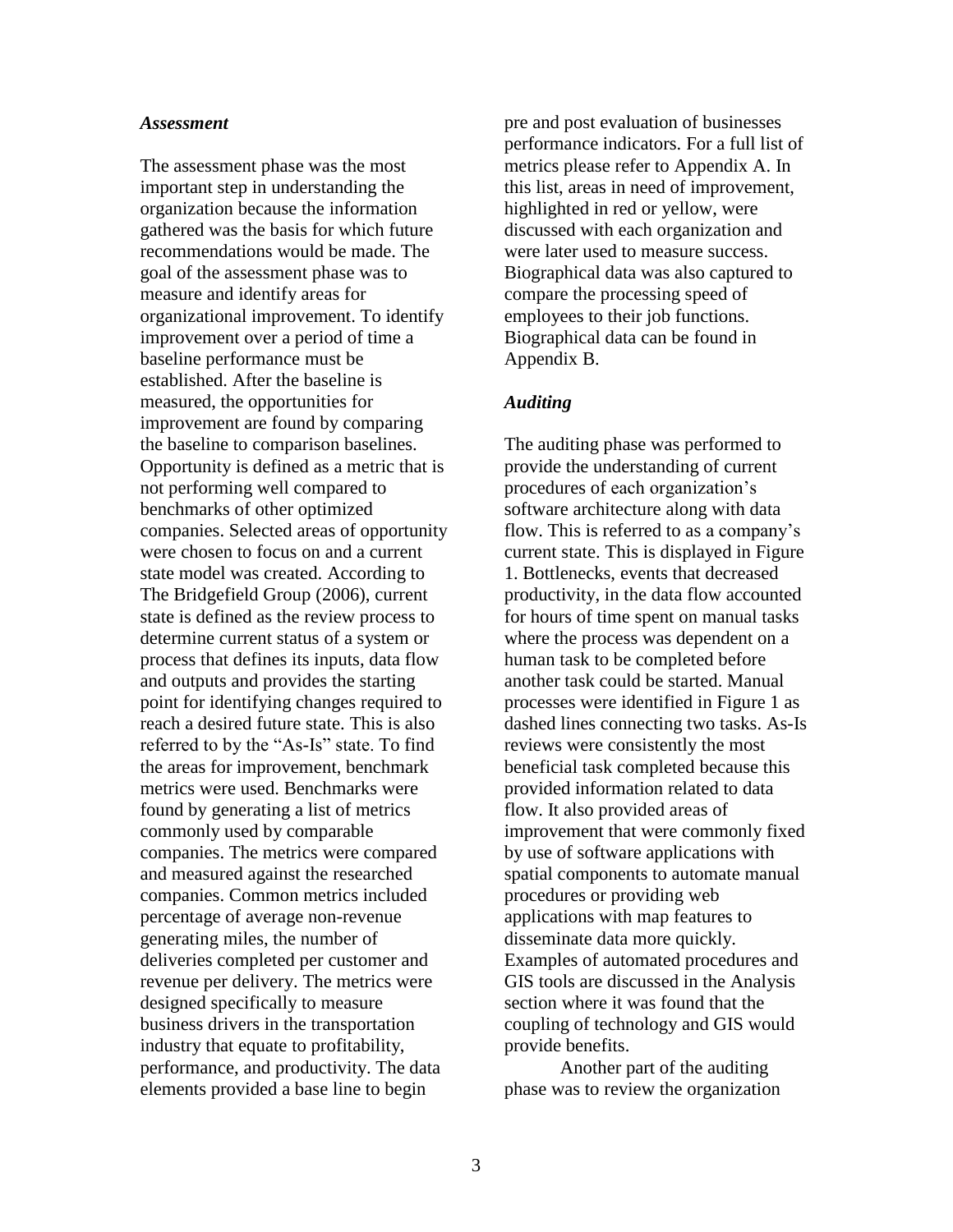### *Assessment*

The assessment phase was the most important step in understanding the organization because the information gathered was the basis for which future recommendations would be made. The goal of the assessment phase was to measure and identify areas for organizational improvement. To identify improvement over a period of time a baseline performance must be established. After the baseline is measured, the opportunities for improvement are found by comparing the baseline to comparison baselines. Opportunity is defined as a metric that is not performing well compared to benchmarks of other optimized companies. Selected areas of opportunity were chosen to focus on and a current state model was created. According to The Bridgefield Group (2006), current state is defined as the review process to determine current status of a system or process that defines its inputs, data flow and outputs and provides the starting point for identifying changes required to reach a desired future state. This is also referred to by the "As-Is" state. To find the areas for improvement, benchmark metrics were used. Benchmarks were found by generating a list of metrics commonly used by comparable companies. The metrics were compared and measured against the researched companies. Common metrics included percentage of average non-revenue generating miles, the number of deliveries completed per customer and revenue per delivery. The metrics were designed specifically to measure business drivers in the transportation industry that equate to profitability, performance, and productivity. The data elements provided a base line to begin pre and post evaluation of businesses performance indicators. For a full list of metrics please refer to Appendix A. In this list, areas in need of improvement, highlighted in red or yellow, were discussed with each organization and were later used to measure success. Biographical data was also captured to compare the processing speed of employees to their job functions. Biographical data can be found in Appendix B.

### *Auditing*

The auditing phase was performed to provide the understanding of current procedures of each organization's software architecture along with data flow. This is referred to as a company's current state. This is displayed in Figure 1. Bottlenecks, events that decreased productivity, in the data flow accounted for hours of time spent on manual tasks where the process was dependent on a human task to be completed before another task could be started. Manual processes were identified in Figure 1 as dashed lines connecting two tasks. As-Is reviews were consistently the most beneficial task completed because this provided information related to data flow. It also provided areas of improvement that were commonly fixed by use of software applications with spatial components to automate manual procedures or providing web applications with map features to disseminate data more quickly. Examples of automated procedures and GIS tools are discussed in the Analysis section where it was found that the coupling of technology and GIS would provide benefits.

Another part of the auditing phase was to review the organization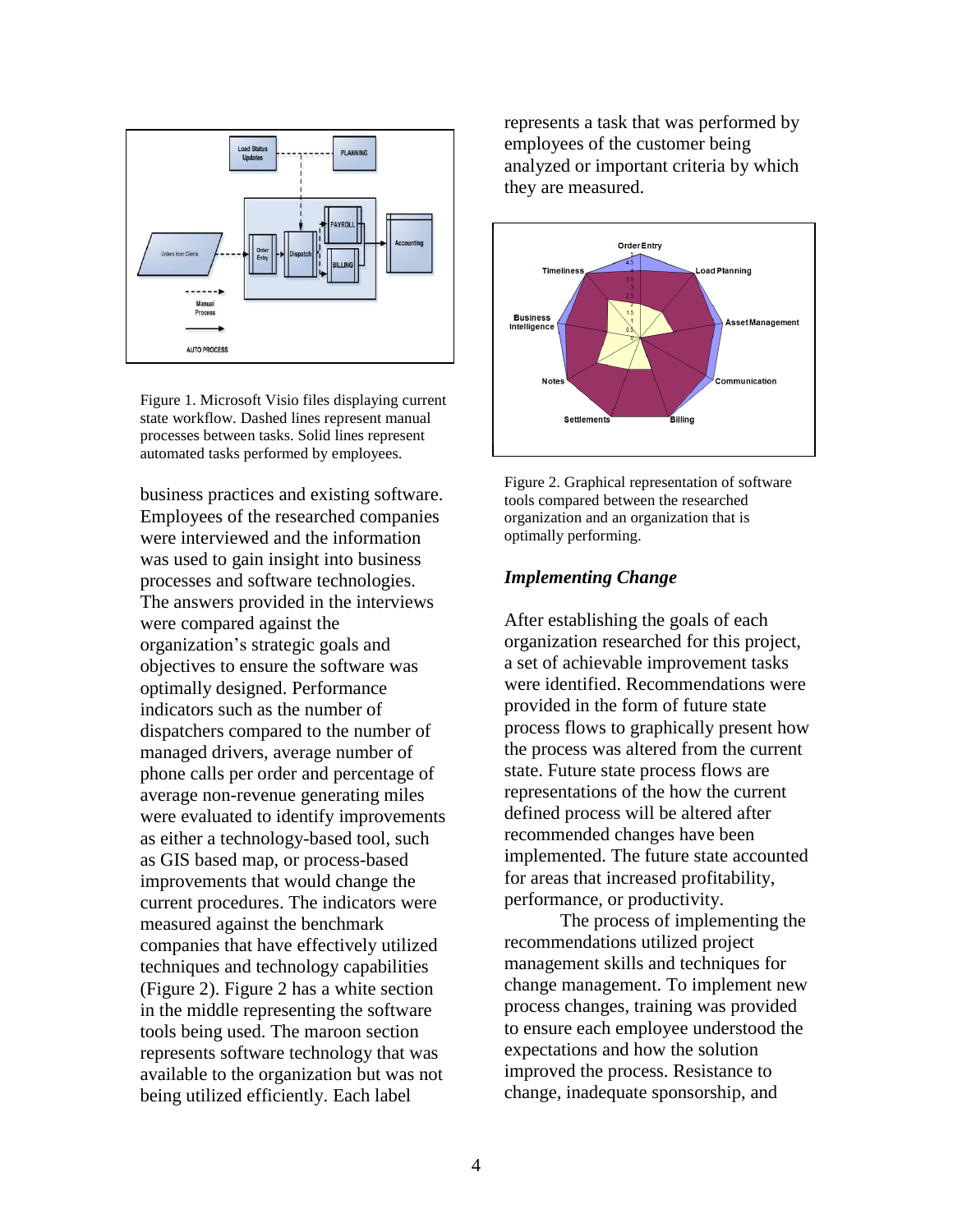Load Status Updates

PLANNING

PAYROLL

Orders from Clients

Order Entry

Dispatch

BILLING

Accounting

Manual Process

AUTO PROCESS

Figure 1. Microsoft Visio files displaying current state workflow. Dashed lines represent manual processes between tasks. Solid lines represent automated tasks performed by employees.

business practices and existing software. Employees of the researched companies were interviewed and the information was used to gain insight into business processes and software technologies. The answers provided in the interviews were compared against the organization's strategic goals and objectives to ensure the software was optimally designed. Performance indicators such as the number of dispatchers compared to the number of managed drivers, average number of phone calls per order and percentage of average non-revenue generating miles were evaluated to identify improvements as either a technology-based tool, such as GIS based map, or process-based improvements that would change the current procedures. The indicators were measured against the benchmark companies that have effectively utilized techniques and technology capabilities (Figure 2). Figure 2 has a white section in the middle representing the software tools being used. The maroon section represents software technology that was available to the organization but was not being utilized efficiently. Each label represents a task that was performed by employees of the customer being analyzed or important criteria by which they are measured.

Order Entry

Load Planning

Asset Management

Communication

Billing

Settlements

Notes

Business Intelligence

Timeliness

5

4.5

4

3.5

3

2.5

2

1.5

1

0.5

0

Figure 2. Graphical representation of software tools compared between the researched organization and an organization that is optimally performing.

### *Implementing Change*

After establishing the goals of each organization researched for this project, a set of achievable improvement tasks were identified. Recommendations were provided in the form of future state process flows to graphically present how the process was altered from the current state. Future state process flows are representations of the how the current defined process will be altered after recommended changes have been implemented. The future state accounted for areas that increased profitability, performance, or productivity.

The process of implementing the recommendations utilized project management skills and techniques for change management. To implement new process changes, training was provided to ensure each employee understood the expectations and how the solution improved the process. Resistance to change, inadequate sponsorship, and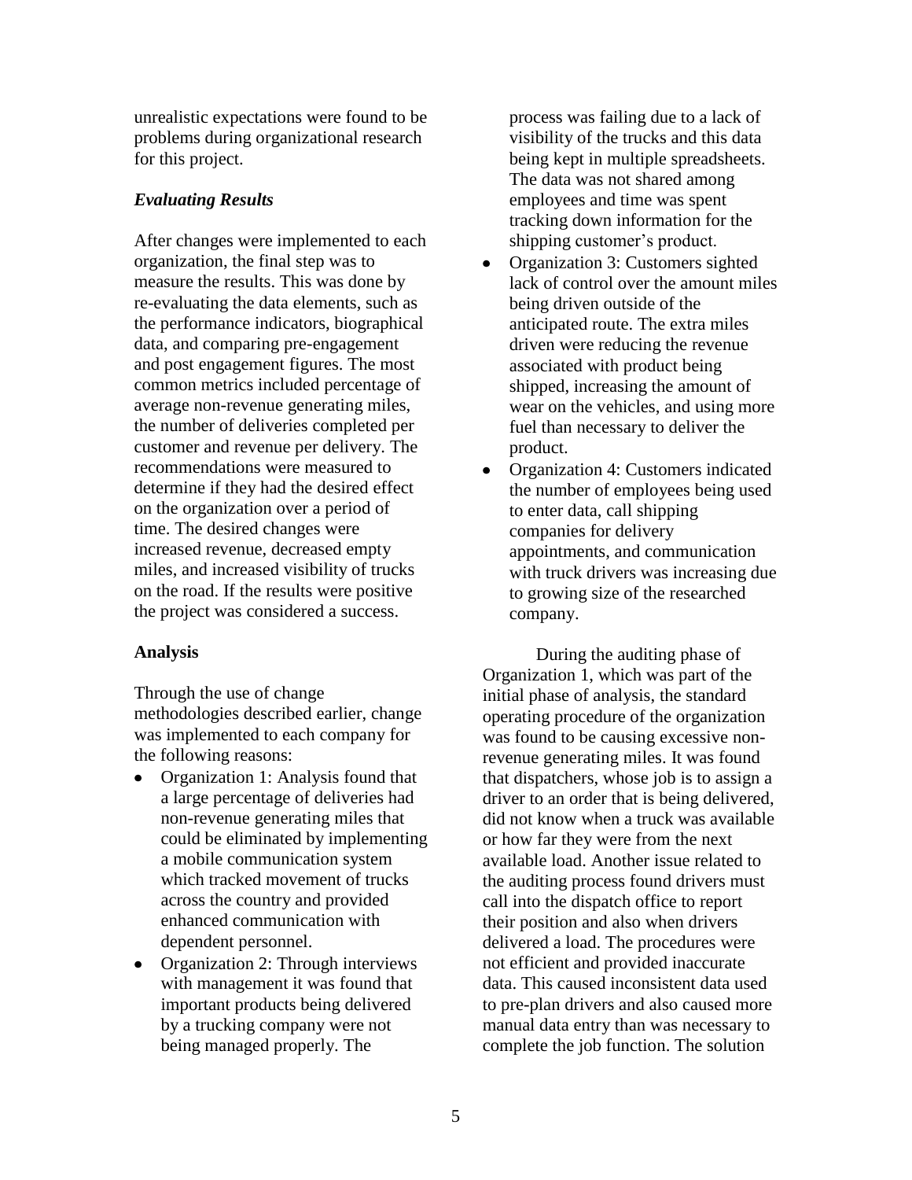unrealistic expectations were found to be problems during organizational research for this project.

### *Evaluating Results*

After changes were implemented to each organization, the final step was to measure the results. This was done by re-evaluating the data elements, such as the performance indicators, biographical data, and comparing pre-engagement and post engagement figures. The most common metrics included percentage of average non-revenue generating miles, the number of deliveries completed per customer and revenue per delivery. The recommendations were measured to determine if they had the desired effect on the organization over a period of time. The desired changes were increased revenue, decreased empty miles, and increased visibility of trucks on the road. If the results were positive the project was considered a success.

## **Analysis**

Through the use of change methodologies described earlier, change was implemented to each company for the following reasons:

- Organization 1: Analysis found that a large percentage of deliveries had non-revenue generating miles that could be eliminated by implementing a mobile communication system which tracked movement of trucks across the country and provided enhanced communication with dependent personnel.
- Organization 2: Through interviews with management it was found that important products being delivered by a trucking company were not being managed properly. The process was failing due to a lack of visibility of the trucks and this data being kept in multiple spreadsheets. The data was not shared among employees and time was spent tracking down information for the shipping customer's product.
- Organization 3: Customers sighted lack of control over the amount miles being driven outside of the anticipated route. The extra miles driven were reducing the revenue associated with product being shipped, increasing the amount of wear on the vehicles, and using more fuel than necessary to deliver the product.
- Organization 4: Customers indicated the number of employees being used to enter data, call shipping companies for delivery appointments, and communication with truck drivers was increasing due to growing size of the researched company.

During the auditing phase of Organization 1, which was part of the initial phase of analysis, the standard operating procedure of the organization was found to be causing excessive non-revenue generating miles. It was found that dispatchers, whose job is to assign a driver to an order that is being delivered, did not know when a truck was available or how far they were from the next available load. Another issue related to the auditing process found drivers must call into the dispatch office to report their position and also when drivers delivered a load. The procedures were not efficient and provided inaccurate data. This caused inconsistent data used to pre-plan drivers and also caused more manual data entry than was necessary to complete the job function. The solution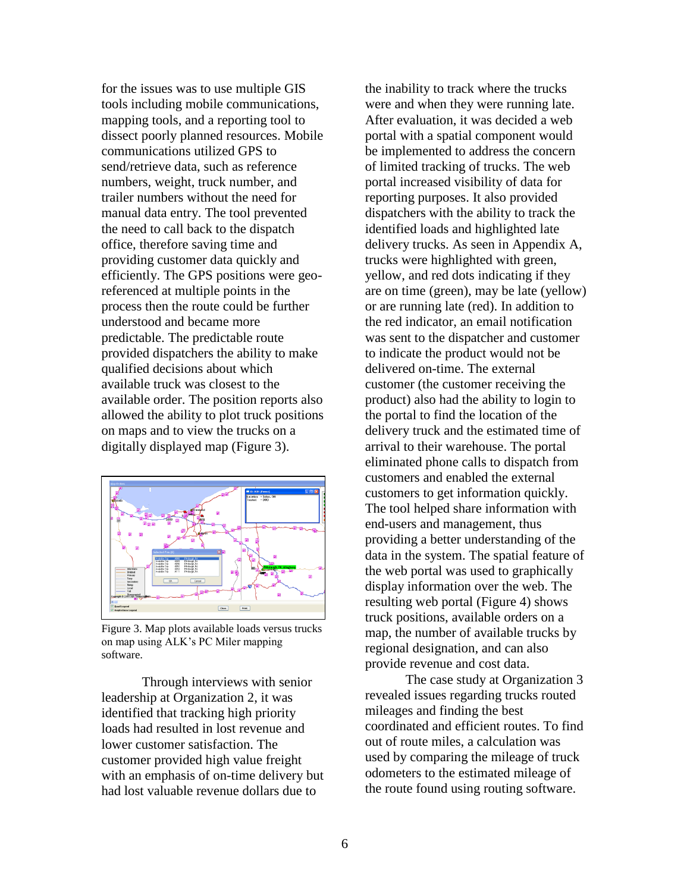for the issues was to use multiple GIS tools including mobile communications, mapping tools, and a reporting tool to dissect poorly planned resources. Mobile communications utilized GPS to send/retrieve data, such as reference numbers, weight, truck number, and trailer numbers without the need for manual data entry. The tool prevented the need to call back to the dispatch office, therefore saving time and providing customer data quickly and efficiently. The GPS positions were geo-referenced at multiple points in the process then the route could be further understood and became more predictable. The predictable route provided dispatchers the ability to make qualified decisions about which available truck was closest to the available order. The position reports also allowed the ability to plot truck positions on maps and to view the trucks on a digitally displayed map (Figure 3).

Figure 3. Map plots available loads versus trucks on map using ALK's PC Miler mapping software.

Through interviews with senior leadership at Organization 2, it was identified that tracking high priority loads had resulted in lost revenue and lower customer satisfaction. The customer provided high value freight with an emphasis of on-time delivery but had lost valuable revenue dollars due to the inability to track where the trucks were and when they were running late. After evaluation, it was decided a web portal with a spatial component would be implemented to address the concern of limited tracking of trucks. The web portal increased visibility of data for reporting purposes. It also provided dispatchers with the ability to track the identified loads and highlighted late delivery trucks. As seen in Appendix A, trucks were highlighted with green, yellow, and red dots indicating if they are on time (green), may be late (yellow) or are running late (red). In addition to the red indicator, an email notification was sent to the dispatcher and customer to indicate the product would not be delivered on-time. The external customer (the customer receiving the product) also had the ability to login to the portal to find the location of the delivery truck and the estimated time of arrival to their warehouse. The portal eliminated phone calls to dispatch from customers and enabled the external customers to get information quickly. The tool helped share information with end-users and management, thus providing a better understanding of the data in the system. The spatial feature of the web portal was used to graphically display information over the web. The resulting web portal (Figure 4) shows truck positions, available orders on a map, the number of available trucks by regional designation, and can also provide revenue and cost data.

The case study at Organization 3 revealed issues regarding trucks routed mileages and finding the best coordinated and efficient routes. To find out of route miles, a calculation was used by comparing the mileage of truck odometers to the estimated mileage of the route found using routing software.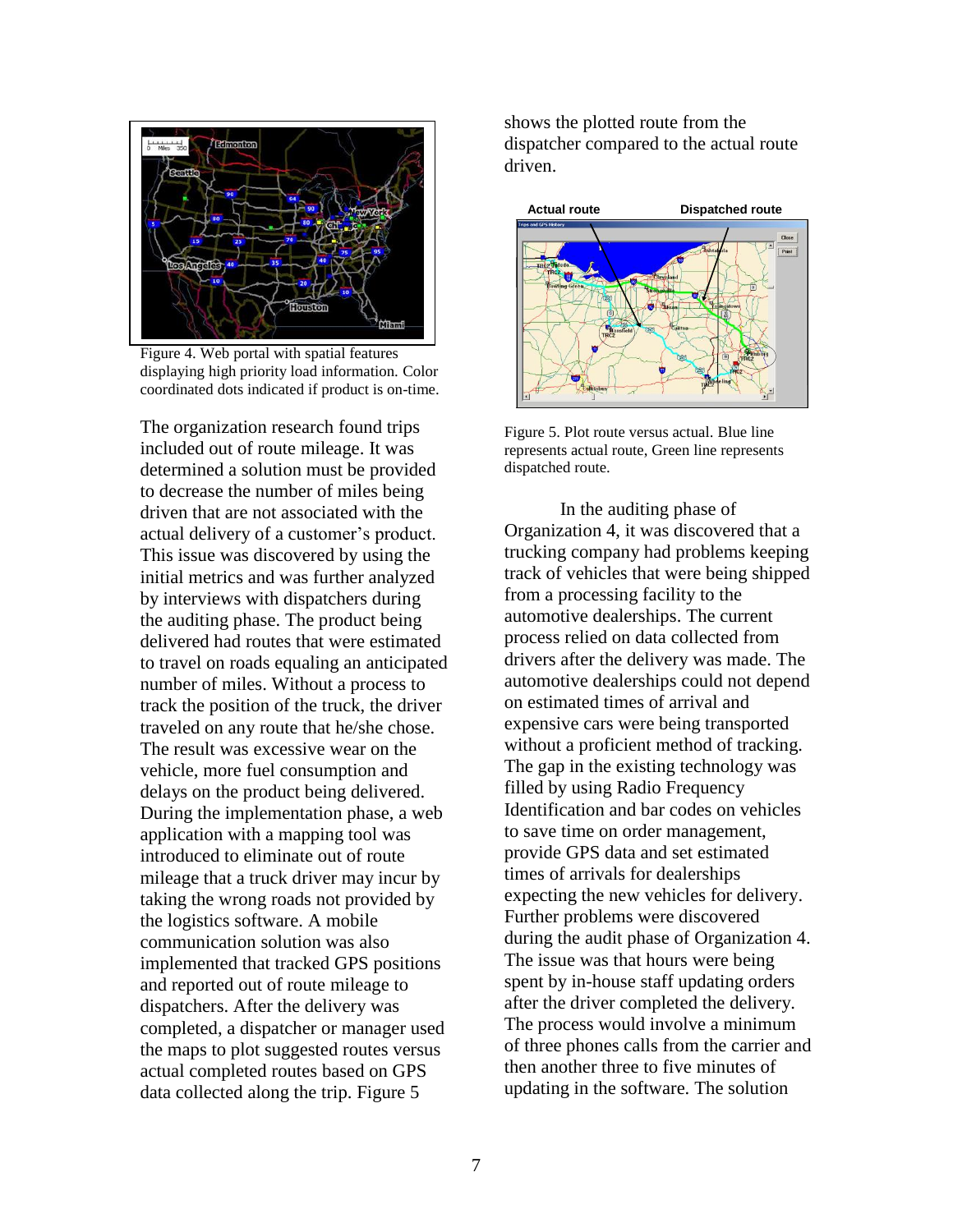Figure 4. Web portal with spatial features displaying high priority load information. Color coordinated dots indicated if product is on-time.

The organization research found trips included out of route mileage. It was determined a solution must be provided to decrease the number of miles being driven that are not associated with the actual delivery of a customer's product. This issue was discovered by using the initial metrics and was further analyzed by interviews with dispatchers during the auditing phase. The product being delivered had routes that were estimated to travel on roads equaling an anticipated number of miles. Without a process to track the position of the truck, the driver traveled on any route that he/she chose. The result was excessive wear on the vehicle, more fuel consumption and delays on the product being delivered. During the implementation phase, a web application with a mapping tool was introduced to eliminate out of route mileage that a truck driver may incur by taking the wrong roads not provided by the logistics software. A mobile communication solution was also implemented that tracked GPS positions and reported out of route mileage to dispatchers. After the delivery was completed, a dispatcher or manager used the maps to plot suggested routes versus actual completed routes based on GPS data collected along the trip. Figure 5 shows the plotted route from the dispatcher compared to the actual route driven.

Actual route

Dispatched route

Figure 5. Plot route versus actual. Blue line represents actual route, Green line represents dispatched route.

In the auditing phase of Organization 4, it was discovered that a trucking company had problems keeping track of vehicles that were being shipped from a processing facility to the automotive dealerships. The current process relied on data collected from drivers after the delivery was made. The automotive dealerships could not depend on estimated times of arrival and expensive cars were being transported without a proficient method of tracking. The gap in the existing technology was filled by using Radio Frequency Identification and bar codes on vehicles to save time on order management, provide GPS data and set estimated times of arrivals for dealerships expecting the new vehicles for delivery. Further problems were discovered during the audit phase of Organization 4. The issue was that hours were being spent by in-house staff updating orders after the driver completed the delivery. The process would involve a minimum of three phones calls from the carrier and then another three to five minutes of updating in the software. The solution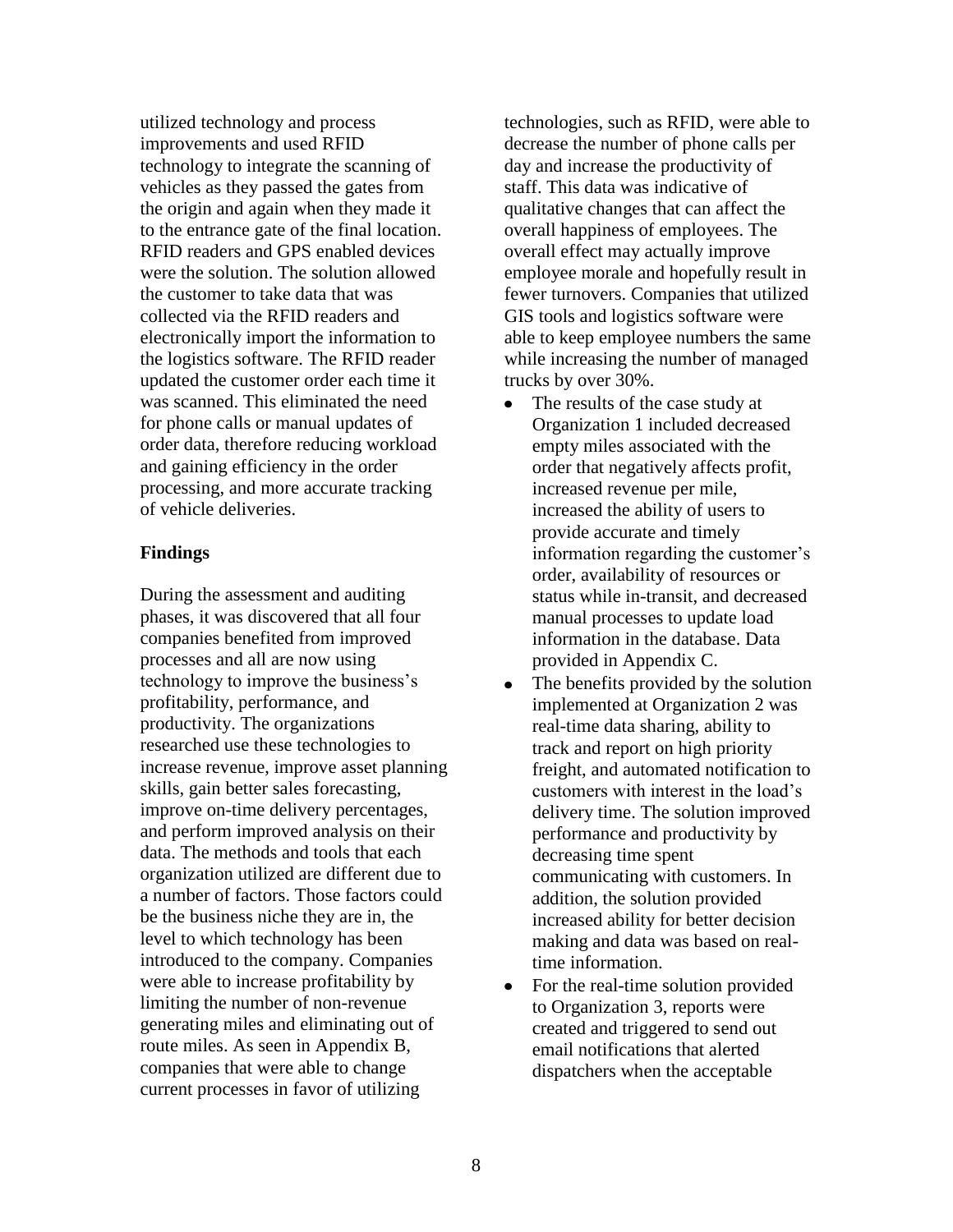utilized technology and process improvements and used RFID technology to integrate the scanning of vehicles as they passed the gates from the origin and again when they made it to the entrance gate of the final location. RFID readers and GPS enabled devices were the solution. The solution allowed the customer to take data that was collected via the RFID readers and electronically import the information to the logistics software. The RFID reader updated the customer order each time it was scanned. This eliminated the need for phone calls or manual updates of order data, therefore reducing workload and gaining efficiency in the order processing, and more accurate tracking of vehicle deliveries.

**Findings**

During the assessment and auditing phases, it was discovered that all four companies benefited from improved processes and all are now using technology to improve the business's profitability, performance, and productivity. The organizations researched use these technologies to increase revenue, improve asset planning skills, gain better sales forecasting, improve on-time delivery percentages, and perform improved analysis on their data. The methods and tools that each organization utilized are different due to a number of factors. Those factors could be the business niche they are in, the level to which technology has been introduced to the company. Companies were able to increase profitability by limiting the number of non-revenue generating miles and eliminating out of route miles. As seen in Appendix B, companies that were able to change current processes in favor of utilizing technologies, such as RFID, were able to decrease the number of phone calls per day and increase the productivity of staff. This data was indicative of qualitative changes that can affect the overall happiness of employees. The overall effect may actually improve employee morale and hopefully result in fewer turnovers. Companies that utilized GIS tools and logistics software were able to keep employee numbers the same while increasing the number of managed trucks by over 30%.

- The results of the case study at Organization 1 included decreased empty miles associated with the order that negatively affects profit, increased revenue per mile, increased the ability of users to provide accurate and timely information regarding the customer's order, availability of resources or status while in-transit, and decreased manual processes to update load information in the database. Data provided in Appendix C.
- The benefits provided by the solution implemented at Organization 2 was real-time data sharing, ability to track and report on high priority freight, and automated notification to customers with interest in the load's delivery time. The solution improved performance and productivity by decreasing time spent communicating with customers. In addition, the solution provided increased ability for better decision making and data was based on real-time information.
- For the real-time solution provided to Organization 3, reports were created and triggered to send out email notifications that alerted dispatchers when the acceptable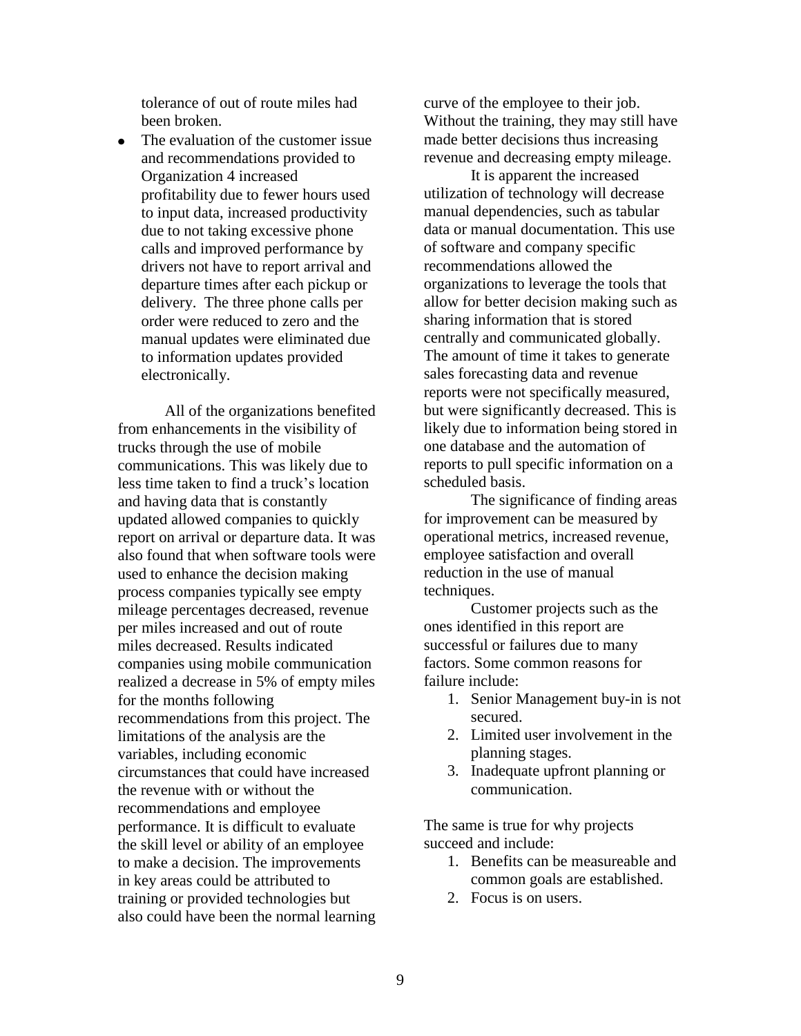tolerance of out of route miles had been broken.

- The evaluation of the customer issue and recommendations provided to Organization 4 increased profitability due to fewer hours used to input data, increased productivity due to not taking excessive phone calls and improved performance by drivers not have to report arrival and departure times after each pickup or delivery. The three phone calls per order were reduced to zero and the manual updates were eliminated due to information updates provided electronically.

All of the organizations benefited from enhancements in the visibility of trucks through the use of mobile communications. This was likely due to less time taken to find a truck's location and having data that is constantly updated allowed companies to quickly report on arrival or departure data. It was also found that when software tools were used to enhance the decision making process companies typically see empty mileage percentages decreased, revenue per miles increased and out of route miles decreased. Results indicated companies using mobile communication realized a decrease in 5% of empty miles for the months following recommendations from this project. The limitations of the analysis are the variables, including economic circumstances that could have increased the revenue with or without the recommendations and employee performance. It is difficult to evaluate the skill level or ability of an employee to make a decision. The improvements in key areas could be attributed to training or provided technologies but also could have been the normal learning curve of the employee to their job. Without the training, they may still have made better decisions thus increasing revenue and decreasing empty mileage.

It is apparent the increased utilization of technology will decrease manual dependencies, such as tabular data or manual documentation. This use of software and company specific recommendations allowed the organizations to leverage the tools that allow for better decision making such as sharing information that is stored centrally and communicated globally. The amount of time it takes to generate sales forecasting data and revenue reports were not specifically measured, but were significantly decreased. This is likely due to information being stored in one database and the automation of reports to pull specific information on a scheduled basis.

The significance of finding areas for improvement can be measured by operational metrics, increased revenue, employee satisfaction and overall reduction in the use of manual techniques.

Customer projects such as the ones identified in this report are successful or failures due to many factors. Some common reasons for failure include:

1. Senior Management buy-in is not secured.
2. Limited user involvement in the planning stages.
3. Inadequate upfront planning or communication.

The same is true for why projects succeed and include:

1. Benefits can be measureable and common goals are established.
2. Focus is on users.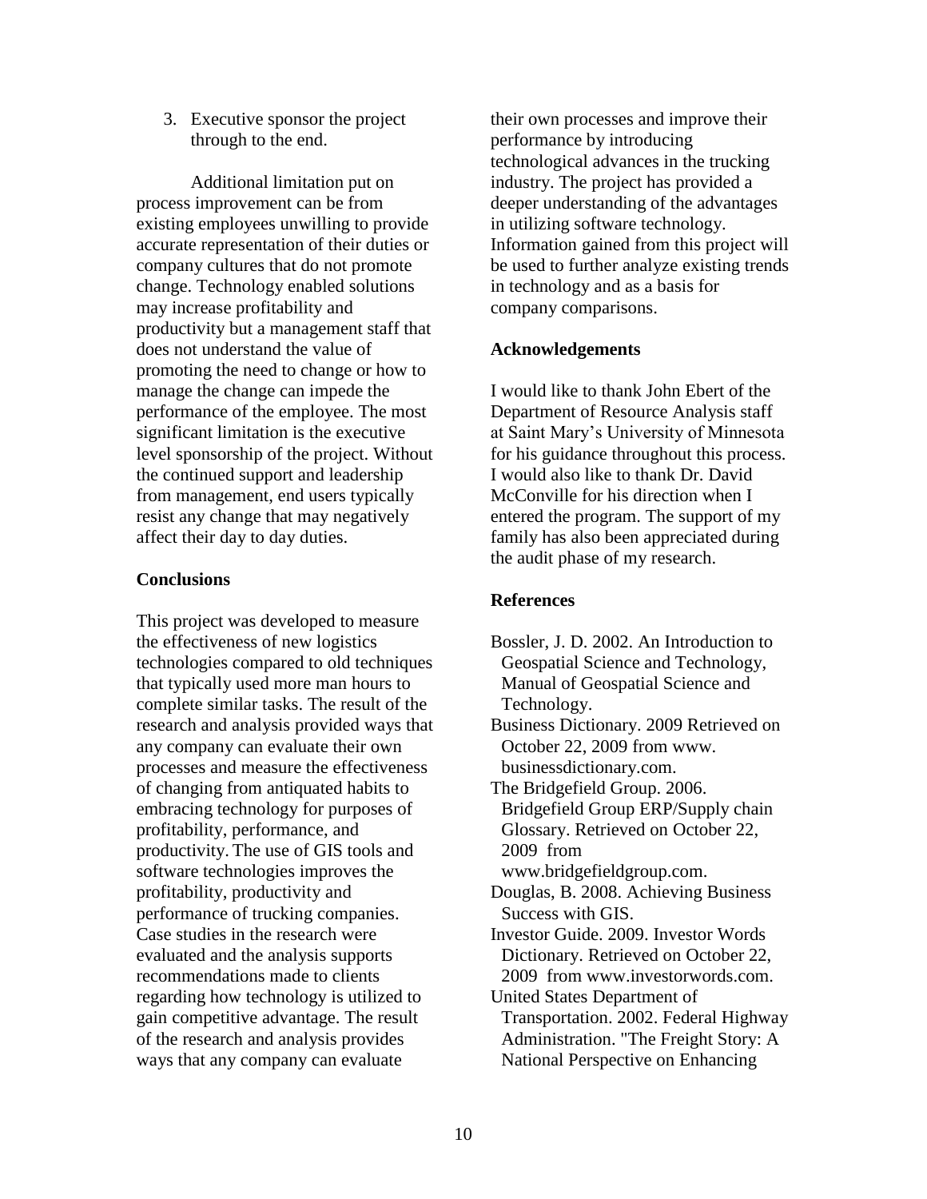3. Executive sponsor the project through to the end.

Additional limitation put on process improvement can be from existing employees unwilling to provide accurate representation of their duties or company cultures that do not promote change. Technology enabled solutions may increase profitability and productivity but a management staff that does not understand the value of promoting the need to change or how to manage the change can impede the performance of the employee. The most significant limitation is the executive level sponsorship of the project. Without the continued support and leadership from management, end users typically resist any change that may negatively affect their day to day duties.

## Conclusions

This project was developed to measure the effectiveness of new logistics technologies compared to old techniques that typically used more man hours to complete similar tasks. The result of the research and analysis provided ways that any company can evaluate their own processes and measure the effectiveness of changing from antiquated habits to embracing technology for purposes of profitability, performance, and productivity. The use of GIS tools and software technologies improves the profitability, productivity and performance of trucking companies. Case studies in the research were evaluated and the analysis supports recommendations made to clients regarding how technology is utilized to gain competitive advantage. The result of the research and analysis provides ways that any company can evaluate their own processes and improve their performance by introducing technological advances in the trucking industry. The project has provided a deeper understanding of the advantages in utilizing software technology. Information gained from this project will be used to further analyze existing trends in technology and as a basis for company comparisons.

## Acknowledgements

I would like to thank John Ebert of the Department of Resource Analysis staff at Saint Mary's University of Minnesota for his guidance throughout this process. I would also like to thank Dr. David McConville for his direction when I entered the program. The support of my family has also been appreciated during the audit phase of my research.

## References

Bossler, J. D. 2002. An Introduction to Geospatial Science and Technology, Manual of Geospatial Science and Technology.

Business Dictionary. 2009 Retrieved on October 22, 2009 from www. businessdictionary.com.

The Bridgefield Group. 2006. Bridgefield Group ERP/Supply chain Glossary. Retrieved on October 22, 2009 from www.bridgefieldgroup.com.

Douglas, B. 2008. Achieving Business Success with GIS.

Investor Guide. 2009. Investor Words Dictionary. Retrieved on October 22, 2009 from www.investorwords.com.

United States Department of Transportation. 2002. Federal Highway Administration. "The Freight Story: A National Perspective on Enhancing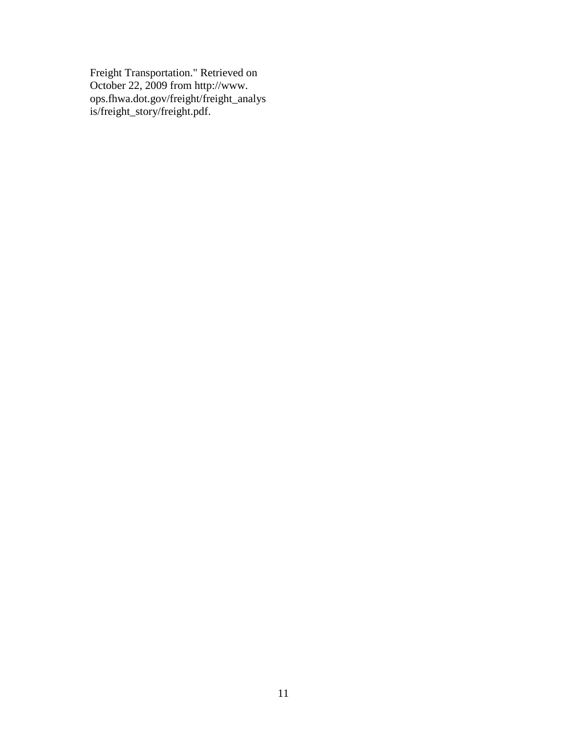Freight Transportation." Retrieved on October 22, 2009 from http://www.ops.fhwa.dot.gov/freight/freight_analysis/freight_story/freight.pdf.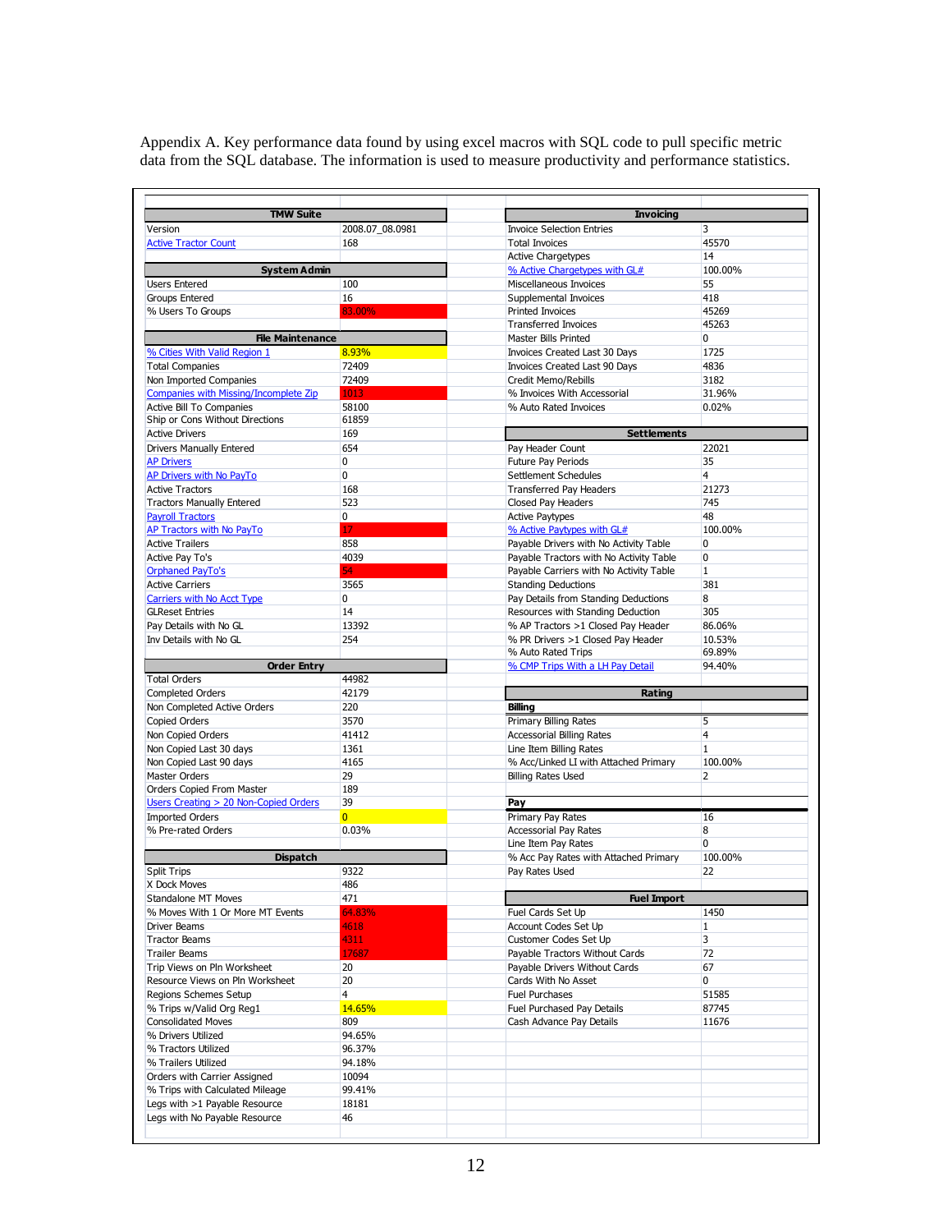Appendix A. Key performance data found by using excel macros with SQL code to pull specific metric data from the SQL database. The information is used to measure productivity and performance statistics.

| **TMW Suite** | | **Invoicing** | |
|---|---|---|---|
| Version | 2008.07_08.0981 | Invoice Selection Entries | 3 |
| Active Tractor Count | 168 | Total Invoices | 45570 |
| | | Active Chargetypes | 14 |
| **System Admin** | | % Active Chargetypes with GL# | 100.00% |
| Users Entered | 100 | Miscellaneous Invoices | 55 |
| Groups Entered | 16 | Supplemental Invoices | 418 |
| % Users To Groups | 83.00% | Printed Invoices | 45269 |
| | | Transferred Invoices | 45263 |
| **File Maintenance** | | Master Bills Printed | 0 |
| % Cities With Valid Region 1 | 8.93% | Invoices Created Last 30 Days | 1725 |
| Total Companies | 72409 | Invoices Created Last 90 Days | 4836 |
| Non Imported Companies | 72409 | Credit Memo/Rebills | 3182 |
| Companies with Missing/Incomplete Zip | 1013 | % Invoices With Accessorial | 31.96% |
| Active Bill To Companies | 58100 | % Auto Rated Invoices | 0.02% |
| Ship or Cons Without Directions | 61859 | | |
| Active Drivers | 169 | **Settlements** | |
| Drivers Manually Entered | 654 | Pay Header Count | 22021 |
| AP Drivers | 0 | Future Pay Periods | 35 |
| AP Drivers with No PayTo | 0 | Settlement Schedules | 4 |
| Active Tractors | 168 | Transferred Pay Headers | 21273 |
| Tractors Manually Entered | 523 | Closed Pay Headers | 745 |
| Payroll Tractors | 0 | Active Paytypes | 48 |
| AP Tractors with No PayTo | 17 | % Active Paytypes with GL# | 100.00% |
| Active Trailers | 858 | Payable Drivers with No Activity Table | 0 |
| Active Pay To's | 4039 | Payable Tractors with No Activity Table | 0 |
| Orphaned PayTo's | 54 | Payable Carriers with No Activity Table | 1 |
| Active Carriers | 3565 | Standing Deductions | 381 |
| Carriers with No Acct Type | 0 | Pay Details from Standing Deductions | 8 |
| GLReset Entries | 14 | Resources with Standing Deduction | 305 |
| Pay Details with No GL | 13392 | % AP Tractors >1 Closed Pay Header | 86.06% |
| Inv Details with No GL | 254 | % PR Drivers >1 Closed Pay Header | 10.53% |
| | | % Auto Rated Trips | 69.89% |
| **Order Entry** | | % CMP Trips With a LH Pay Detail | 94.40% |
| Total Orders | 44982 | | |
| Completed Orders | 42179 | **Rating** | |
| Non Completed Active Orders | 220 | **Billing** | |
| Copied Orders | 3570 | Primary Billing Rates | 5 |
| Non Copied Orders | 41412 | Accessorial Billing Rates | 4 |
| Non Copied Last 30 days | 1361 | Line Item Billing Rates | 1 |
| Non Copied Last 90 days | 4165 | % Acc/Linked LI with Attached Primary | 100.00% |
| Master Orders | 29 | Billing Rates Used | 2 |
| Orders Copied From Master | 189 | | |
| Users Creating > 20 Non-Copied Orders | 39 | **Pay** | |
| Imported Orders | 0 | Primary Pay Rates | 16 |
| % Pre-rated Orders | 0.03% | Accessorial Pay Rates | 8 |
| | | Line Item Pay Rates | 0 |
| **Dispatch** | | % Acc Pay Rates with Attached Primary | 100.00% |
| Split Trips | 9322 | Pay Rates Used | 22 |
| X Dock Moves | 486 | | |
| Standalone MT Moves | 471 | **Fuel Import** | |
| % Moves With 1 Or More MT Events | 64.83% | Fuel Cards Set Up | 1450 |
| Driver Beams | 4618 | Account Codes Set Up | 1 |
| Tractor Beams | 4311 | Customer Codes Set Up | 3 |
| Trailer Beams | 17687 | Payable Tractors Without Cards | 72 |
| Trip Views on Pln Worksheet | 20 | Payable Drivers Without Cards | 67 |
| Resource Views on Pln Worksheet | 20 | Cards With No Asset | 0 |
| Regions Schemes Setup | 4 | Fuel Purchases | 51585 |
| % Trips w/Valid Org Reg1 | 14.65% | Fuel Purchased Pay Details | 87745 |
| Consolidated Moves | 809 | Cash Advance Pay Details | 11676 |
| % Drivers Utilized | 94.65% | | |
| % Tractors Utilized | 96.37% | | |
| % Trailers Utilized | 94.18% | | |
| Orders with Carrier Assigned | 10094 | | |
| % Trips with Calculated Mileage | 99.41% | | |
| Legs with >1 Payable Resource | 18181 | | |
| Legs with No Payable Resource | 46 | | |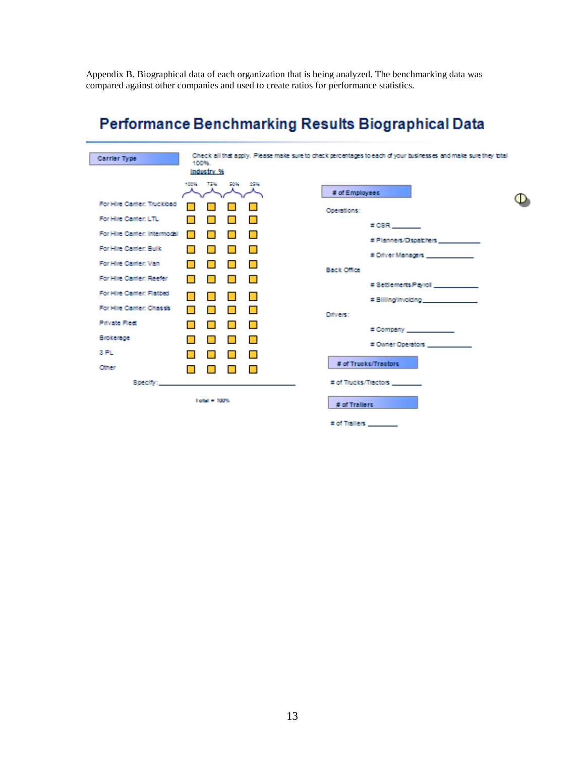Appendix B. Biographical data of each organization that is being analyzed. The benchmarking data was compared against other companies and used to create ratios for performance statistics.

## Performance Benchmarking Results Biographical Data

**Carrier Type**

Check all that apply. Please make sure to check percentages to each of your businesses and make sure they total 100%.

Industry %

| | 100% | 75% | 50% | 25% |
|---|---|---|---|---|
| For Hire Carrier: Truckload | ☐ | ☐ | ☐ | ☐ |
| For Hire Carrier: LTL | ☐ | ☐ | ☐ | ☐ |
| For Hire Carrier: Intermodal | ☐ | ☐ | ☐ | ☐ |
| For Hire Carrier: Bulk | ☐ | ☐ | ☐ | ☐ |
| For Hire Carrier: Van | ☐ | ☐ | ☐ | ☐ |
| For Hire Carrier: Reefer | ☐ | ☐ | ☐ | ☐ |
| For Hire Carrier: Flatbed | ☐ | ☐ | ☐ | ☐ |
| For Hire Carrier: Chassis | ☐ | ☐ | ☐ | ☐ |
| Private Fleet | ☐ | ☐ | ☐ | ☐ |
| Brokerage | ☐ | ☐ | ☐ | ☐ |
| 3 PL | ☐ | ☐ | ☐ | ☐ |
| Other | ☐ | ☐ | ☐ | ☐ |

Specify:\_\_\_\_\_\_\_\_\_\_\_\_\_\_\_\_\_\_\_\_\_\_\_\_\_\_\_\_\_\_

Total = 100%

**# of Employees**

Operations:

- # CSR \_\_\_\_\_\_\_\_
- # Planners/Dispatchers \_\_\_\_\_\_\_\_\_\_\_
- # Driver Managers \_\_\_\_\_\_\_\_\_\_\_

Back Office

- # Settlements/Payroll \_\_\_\_\_\_\_\_\_\_\_
- # Billing/Invoicing \_\_\_\_\_\_\_\_\_\_\_\_\_

Drivers:

- # Company \_\_\_\_\_\_\_\_\_\_\_
- # Owner Operators \_\_\_\_\_\_\_\_\_\_\_

**# of Trucks/Tractors**

# of Trucks/Tractors \_\_\_\_\_\_\_

**# of Trailers**

# of Trailers \_\_\_\_\_\_\_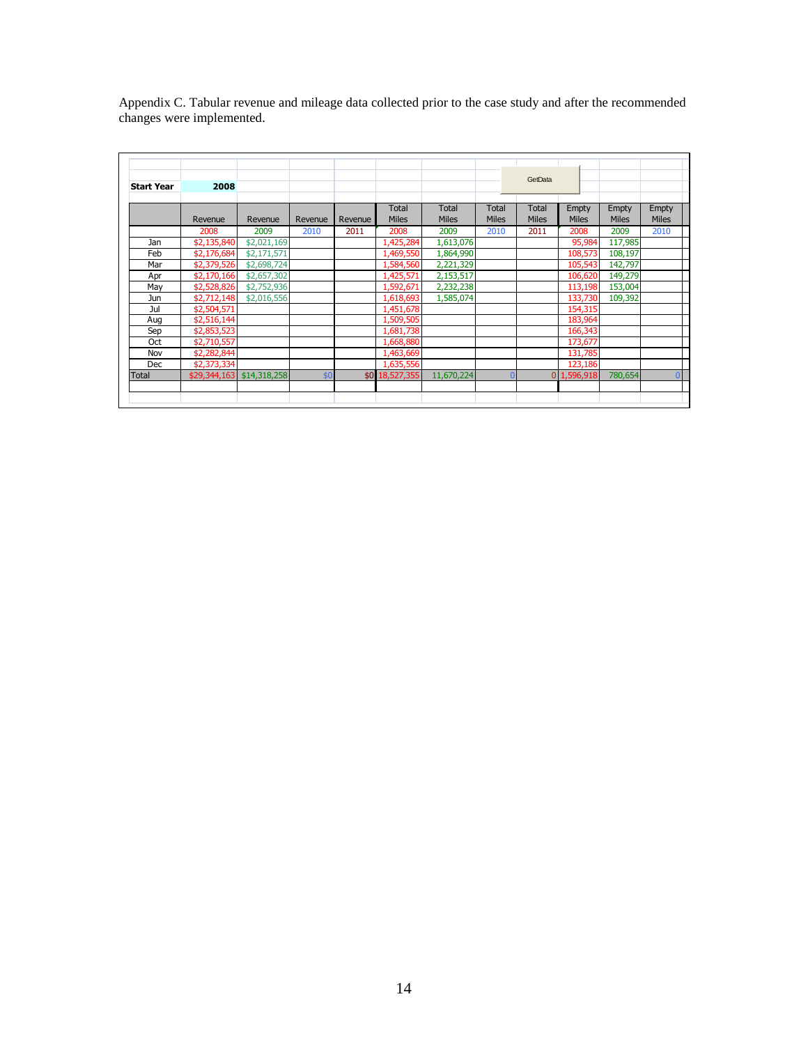Appendix C. Tabular revenue and mileage data collected prior to the case study and after the recommended changes were implemented.

| Start Year | 2008 | | | | | | | | | | |
|---|---|---|---|---|---|---|---|---|---|---|---|
| | Revenue | Revenue | Revenue | Revenue | Total Miles | Total Miles | Total Miles | Total Miles | Empty Miles | Empty Miles | Empty Miles |
| | 2008 | 2009 | 2010 | 2011 | 2008 | 2009 | 2010 | 2011 | 2008 | 2009 | 2010 |
| Jan | $2,135,840 | $2,021,169 | | | 1,425,284 | 1,613,076 | | | 95,984 | 117,985 | |
| Feb | $2,176,684 | $2,171,571 | | | 1,469,550 | 1,864,990 | | | 108,573 | 108,197 | |
| Mar | $2,379,526 | $2,698,724 | | | 1,584,560 | 2,221,329 | | | 105,543 | 142,797 | |
| Apr | $2,170,166 | $2,657,302 | | | 1,425,571 | 2,153,517 | | | 106,620 | 149,279 | |
| May | $2,528,826 | $2,752,936 | | | 1,592,671 | 2,232,238 | | | 113,198 | 153,004 | |
| Jun | $2,712,148 | $2,016,556 | | | 1,618,693 | 1,585,074 | | | 133,730 | 109,392 | |
| Jul | $2,504,571 | | | | 1,451,678 | | | | 154,315 | | |
| Aug | $2,516,144 | | | | 1,509,505 | | | | 183,964 | | |
| Sep | $2,853,523 | | | | 1,681,738 | | | | 166,343 | | |
| Oct | $2,710,557 | | | | 1,668,880 | | | | 173,677 | | |
| Nov | $2,282,844 | | | | 1,463,669 | | | | 131,785 | | |
| Dec | $2,373,334 | | | | 1,635,556 | | | | 123,186 | | |
| Total | $29,344,163 | $14,318,258 | $0 | $0 | 18,527,355 | 11,670,224 | 0 | 0 | 1,596,918 | 780,654 | 0 |

GetData